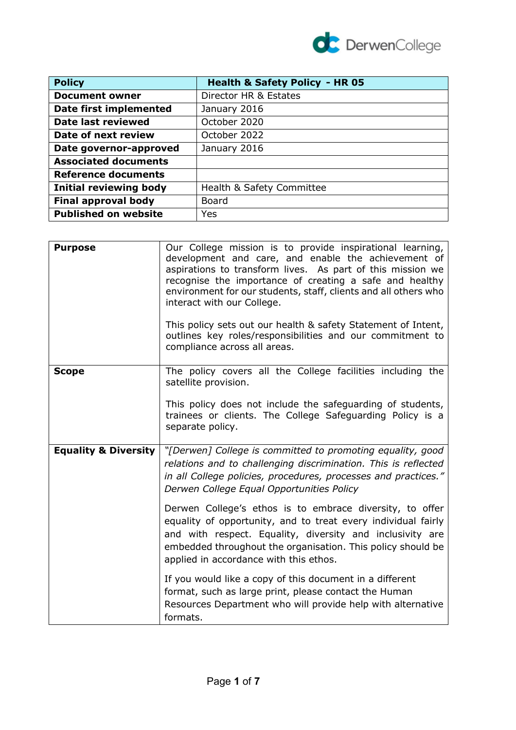| Policy | Health & Safety Policy - HR 05 |
| --- | --- |
| Document owner | Director HR & Estates |
| Date first implemented | January 2016 |
| Date last reviewed | October 2020 |
| Date of next review | October 2022 |
| Date governor-approved | January 2016 |
| Associated documents | |
| Reference documents | |
| Initial reviewing body | Health & Safety Committee |
| Final approval body | Board |
| Published on website | Yes |

| | |
| --- | --- |
| **Purpose** | Our College mission is to provide inspirational learning, development and care, and enable the achievement of aspirations to transform lives. As part of this mission we recognise the importance of creating a safe and healthy environment for our students, staff, clients and all others who interact with our College.<br><br>This policy sets out our health & safety Statement of Intent, outlines key roles/responsibilities and our commitment to compliance across all areas. |
| **Scope** | The policy covers all the College facilities including the satellite provision.<br><br>This policy does not include the safeguarding of students, trainees or clients. The College Safeguarding Policy is a separate policy. |
| **Equality & Diversity** | *"[Derwen] College is committed to promoting equality, good relations and to challenging discrimination. This is reflected in all College policies, procedures, processes and practices." Derwen College Equal Opportunities Policy*<br><br>Derwen College's ethos is to embrace diversity, to offer equality of opportunity, and to treat every individual fairly and with respect. Equality, diversity and inclusivity are embedded throughout the organisation. This policy should be applied in accordance with this ethos.<br><br>If you would like a copy of this document in a different format, such as large print, please contact the Human Resources Department who will provide help with alternative formats. |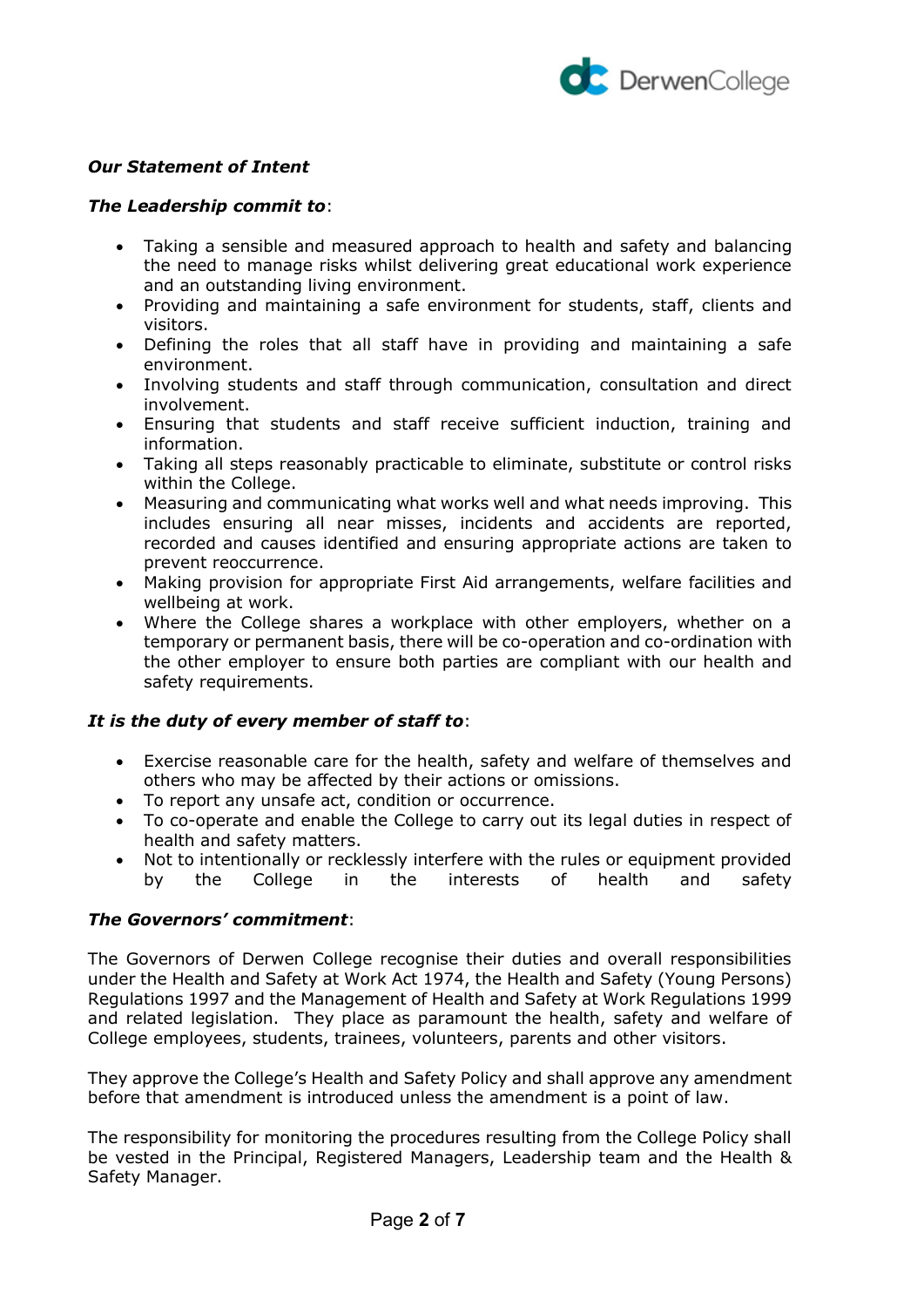***Our Statement of Intent***

***The Leadership commit to***:

- Taking a sensible and measured approach to health and safety and balancing the need to manage risks whilst delivering great educational work experience and an outstanding living environment.
- Providing and maintaining a safe environment for students, staff, clients and visitors.
- Defining the roles that all staff have in providing and maintaining a safe environment.
- Involving students and staff through communication, consultation and direct involvement.
- Ensuring that students and staff receive sufficient induction, training and information.
- Taking all steps reasonably practicable to eliminate, substitute or control risks within the College.
- Measuring and communicating what works well and what needs improving. This includes ensuring all near misses, incidents and accidents are reported, recorded and causes identified and ensuring appropriate actions are taken to prevent reoccurrence.
- Making provision for appropriate First Aid arrangements, welfare facilities and wellbeing at work.
- Where the College shares a workplace with other employers, whether on a temporary or permanent basis, there will be co-operation and co-ordination with the other employer to ensure both parties are compliant with our health and safety requirements.

***It is the duty of every member of staff to***:

- Exercise reasonable care for the health, safety and welfare of themselves and others who may be affected by their actions or omissions.
- To report any unsafe act, condition or occurrence.
- To co-operate and enable the College to carry out its legal duties in respect of health and safety matters.
- Not to intentionally or recklessly interfere with the rules or equipment provided by the College in the interests of health and safety

***The Governors' commitment***:

The Governors of Derwen College recognise their duties and overall responsibilities under the Health and Safety at Work Act 1974, the Health and Safety (Young Persons) Regulations 1997 and the Management of Health and Safety at Work Regulations 1999 and related legislation. They place as paramount the health, safety and welfare of College employees, students, trainees, volunteers, parents and other visitors.

They approve the College's Health and Safety Policy and shall approve any amendment before that amendment is introduced unless the amendment is a point of law.

The responsibility for monitoring the procedures resulting from the College Policy shall be vested in the Principal, Registered Managers, Leadership team and the Health & Safety Manager.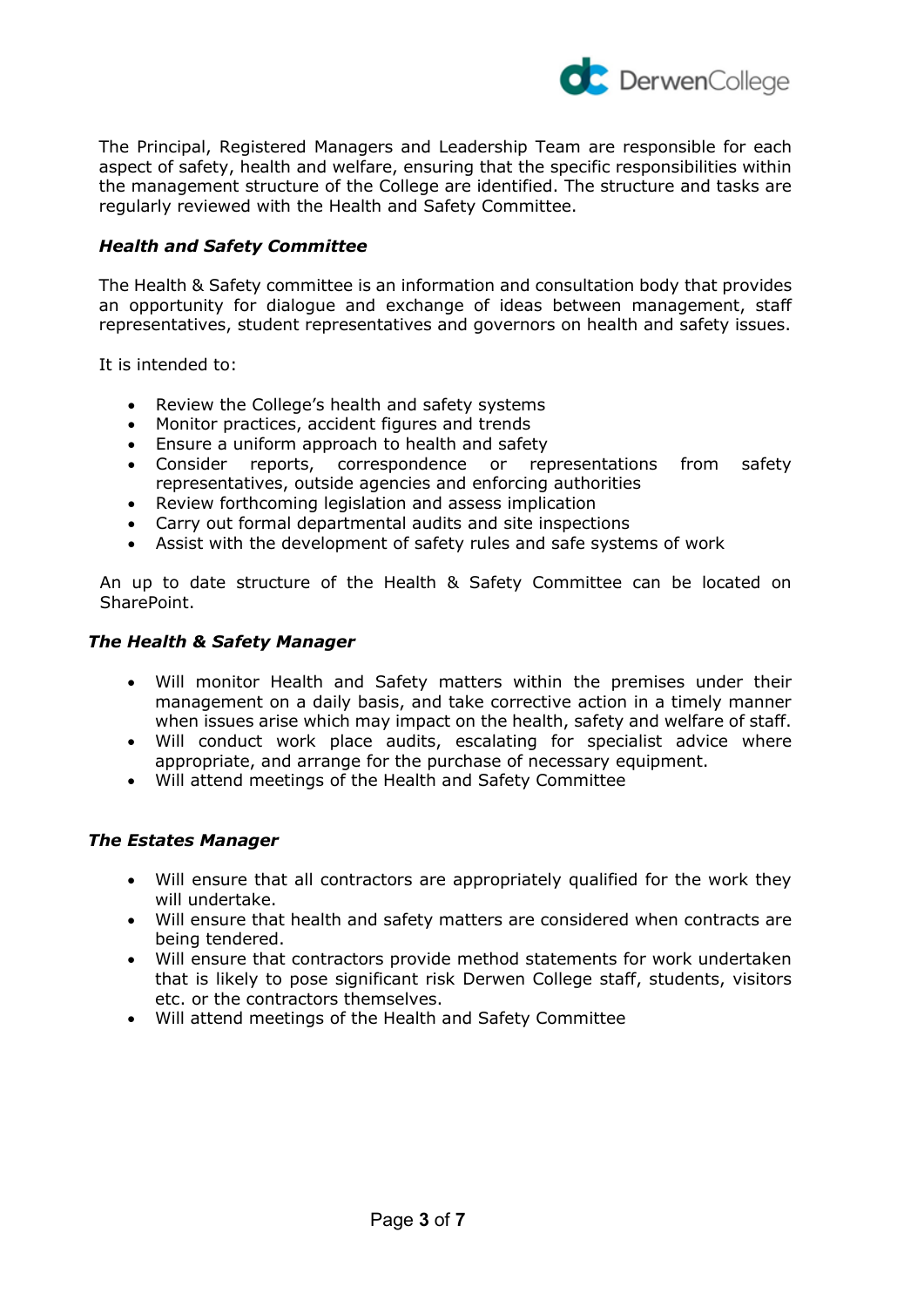The Principal, Registered Managers and Leadership Team are responsible for each aspect of safety, health and welfare, ensuring that the specific responsibilities within the management structure of the College are identified. The structure and tasks are regularly reviewed with the Health and Safety Committee.

### *Health and Safety Committee*

The Health & Safety committee is an information and consultation body that provides an opportunity for dialogue and exchange of ideas between management, staff representatives, student representatives and governors on health and safety issues.

It is intended to:

- Review the College's health and safety systems
- Monitor practices, accident figures and trends
- Ensure a uniform approach to health and safety
- Consider reports, correspondence or representations from safety representatives, outside agencies and enforcing authorities
- Review forthcoming legislation and assess implication
- Carry out formal departmental audits and site inspections
- Assist with the development of safety rules and safe systems of work

An up to date structure of the Health & Safety Committee can be located on SharePoint.

### *The Health & Safety Manager*

- Will monitor Health and Safety matters within the premises under their management on a daily basis, and take corrective action in a timely manner when issues arise which may impact on the health, safety and welfare of staff.
- Will conduct work place audits, escalating for specialist advice where appropriate, and arrange for the purchase of necessary equipment.
- Will attend meetings of the Health and Safety Committee

### *The Estates Manager*

- Will ensure that all contractors are appropriately qualified for the work they will undertake.
- Will ensure that health and safety matters are considered when contracts are being tendered.
- Will ensure that contractors provide method statements for work undertaken that is likely to pose significant risk Derwen College staff, students, visitors etc. or the contractors themselves.
- Will attend meetings of the Health and Safety Committee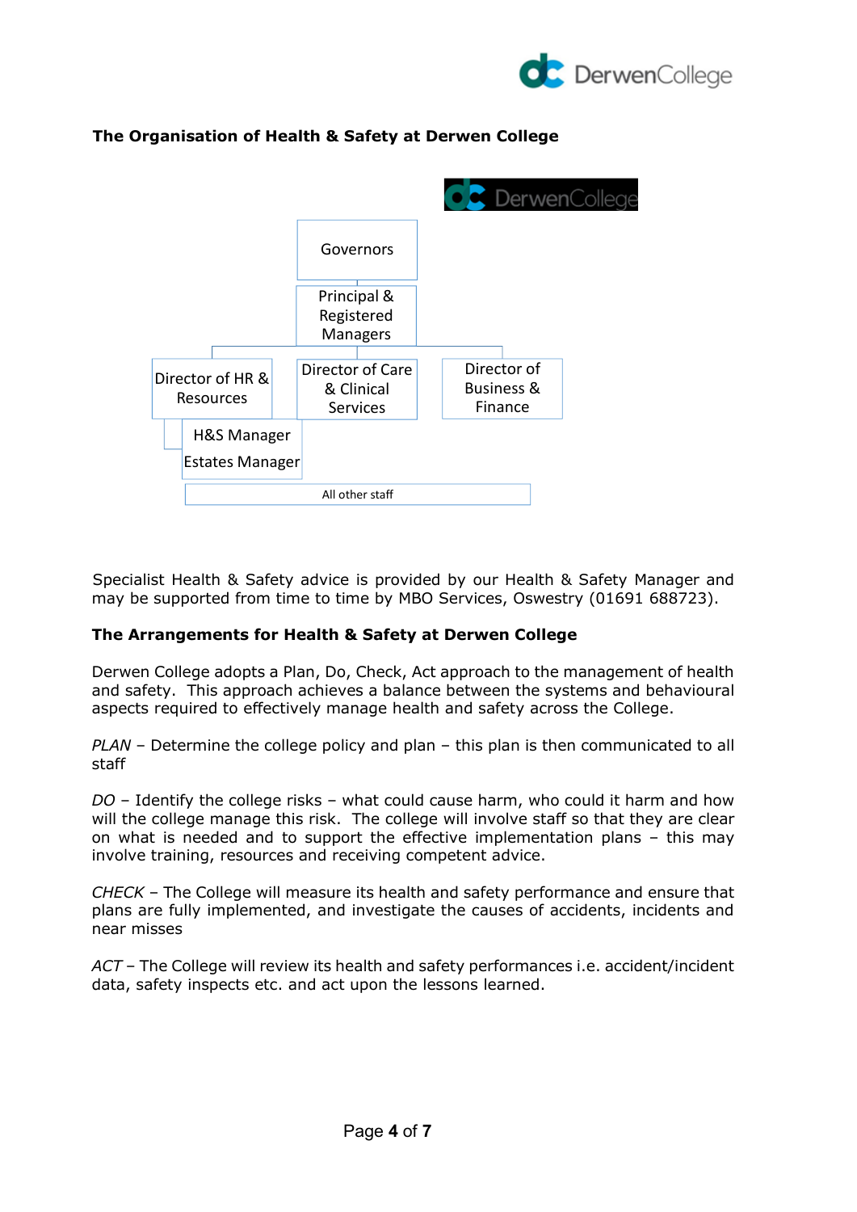## The Organisation of Health & Safety at Derwen College

Governors

Principal & Registered Managers

Director of HR & Resources

Director of Care & Clinical Services

Director of Business & Finance

H&S Manager

Estates Manager

All other staff

Specialist Health & Safety advice is provided by our Health & Safety Manager and may be supported from time to time by MBO Services, Oswestry (01691 688723).

## The Arrangements for Health & Safety at Derwen College

Derwen College adopts a Plan, Do, Check, Act approach to the management of health and safety. This approach achieves a balance between the systems and behavioural aspects required to effectively manage health and safety across the College.

*PLAN* – Determine the college policy and plan – this plan is then communicated to all staff

*DO* – Identify the college risks – what could cause harm, who could it harm and how will the college manage this risk. The college will involve staff so that they are clear on what is needed and to support the effective implementation plans – this may involve training, resources and receiving competent advice.

*CHECK* – The College will measure its health and safety performance and ensure that plans are fully implemented, and investigate the causes of accidents, incidents and near misses

*ACT* – The College will review its health and safety performances i.e. accident/incident data, safety inspects etc. and act upon the lessons learned.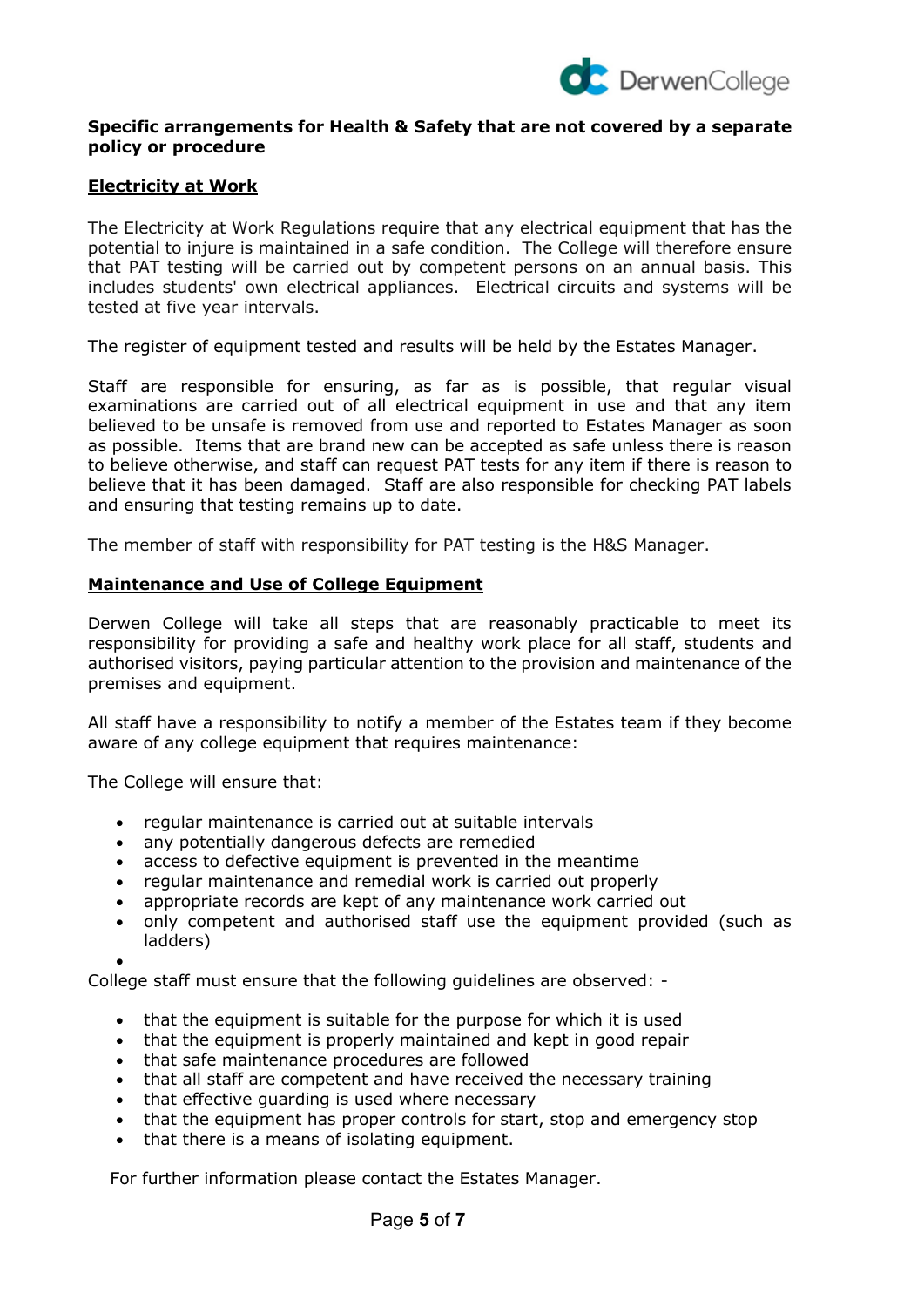**Specific arrangements for Health & Safety that are not covered by a separate policy or procedure**

## Electricity at Work

The Electricity at Work Regulations require that any electrical equipment that has the potential to injure is maintained in a safe condition. The College will therefore ensure that PAT testing will be carried out by competent persons on an annual basis. This includes students' own electrical appliances. Electrical circuits and systems will be tested at five year intervals.

The register of equipment tested and results will be held by the Estates Manager.

Staff are responsible for ensuring, as far as is possible, that regular visual examinations are carried out of all electrical equipment in use and that any item believed to be unsafe is removed from use and reported to Estates Manager as soon as possible. Items that are brand new can be accepted as safe unless there is reason to believe otherwise, and staff can request PAT tests for any item if there is reason to believe that it has been damaged. Staff are also responsible for checking PAT labels and ensuring that testing remains up to date.

The member of staff with responsibility for PAT testing is the H&S Manager.

## Maintenance and Use of College Equipment

Derwen College will take all steps that are reasonably practicable to meet its responsibility for providing a safe and healthy work place for all staff, students and authorised visitors, paying particular attention to the provision and maintenance of the premises and equipment.

All staff have a responsibility to notify a member of the Estates team if they become aware of any college equipment that requires maintenance:

The College will ensure that:

- regular maintenance is carried out at suitable intervals
- any potentially dangerous defects are remedied
- access to defective equipment is prevented in the meantime
- regular maintenance and remedial work is carried out properly
- appropriate records are kept of any maintenance work carried out
- only competent and authorised staff use the equipment provided (such as ladders)

College staff must ensure that the following guidelines are observed: -

- that the equipment is suitable for the purpose for which it is used
- that the equipment is properly maintained and kept in good repair
- that safe maintenance procedures are followed
- that all staff are competent and have received the necessary training
- that effective guarding is used where necessary
- that the equipment has proper controls for start, stop and emergency stop
- that there is a means of isolating equipment.

For further information please contact the Estates Manager.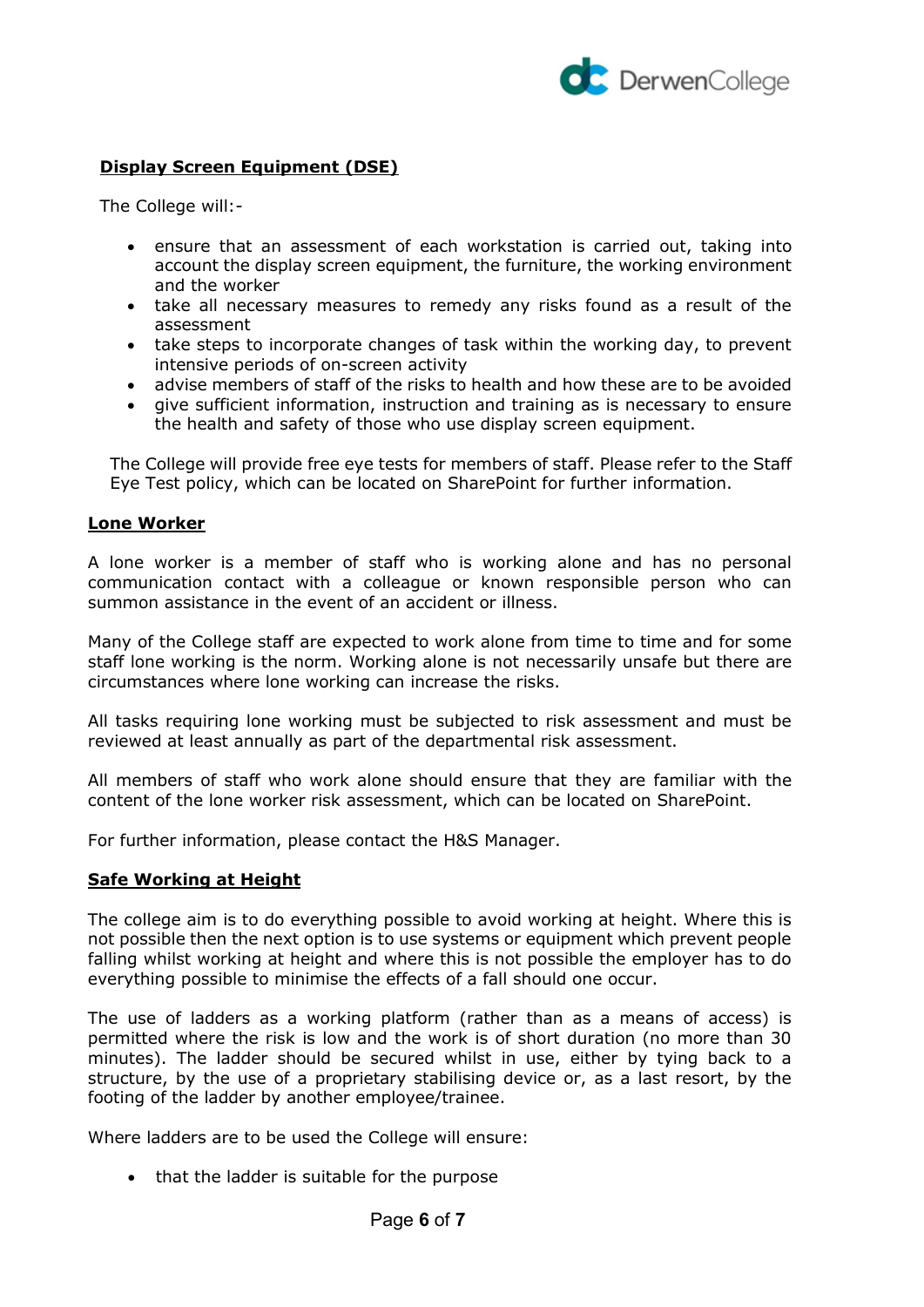## Display Screen Equipment (DSE)

The College will:-

- ensure that an assessment of each workstation is carried out, taking into account the display screen equipment, the furniture, the working environment and the worker
- take all necessary measures to remedy any risks found as a result of the assessment
- take steps to incorporate changes of task within the working day, to prevent intensive periods of on-screen activity
- advise members of staff of the risks to health and how these are to be avoided
- give sufficient information, instruction and training as is necessary to ensure the health and safety of those who use display screen equipment.

The College will provide free eye tests for members of staff. Please refer to the Staff Eye Test policy, which can be located on SharePoint for further information.

## Lone Worker

A lone worker is a member of staff who is working alone and has no personal communication contact with a colleague or known responsible person who can summon assistance in the event of an accident or illness.

Many of the College staff are expected to work alone from time to time and for some staff lone working is the norm. Working alone is not necessarily unsafe but there are circumstances where lone working can increase the risks.

All tasks requiring lone working must be subjected to risk assessment and must be reviewed at least annually as part of the departmental risk assessment.

All members of staff who work alone should ensure that they are familiar with the content of the lone worker risk assessment, which can be located on SharePoint.

For further information, please contact the H&S Manager.

## Safe Working at Height

The college aim is to do everything possible to avoid working at height. Where this is not possible then the next option is to use systems or equipment which prevent people falling whilst working at height and where this is not possible the employer has to do everything possible to minimise the effects of a fall should one occur.

The use of ladders as a working platform (rather than as a means of access) is permitted where the risk is low and the work is of short duration (no more than 30 minutes). The ladder should be secured whilst in use, either by tying back to a structure, by the use of a proprietary stabilising device or, as a last resort, by the footing of the ladder by another employee/trainee.

Where ladders are to be used the College will ensure:

- that the ladder is suitable for the purpose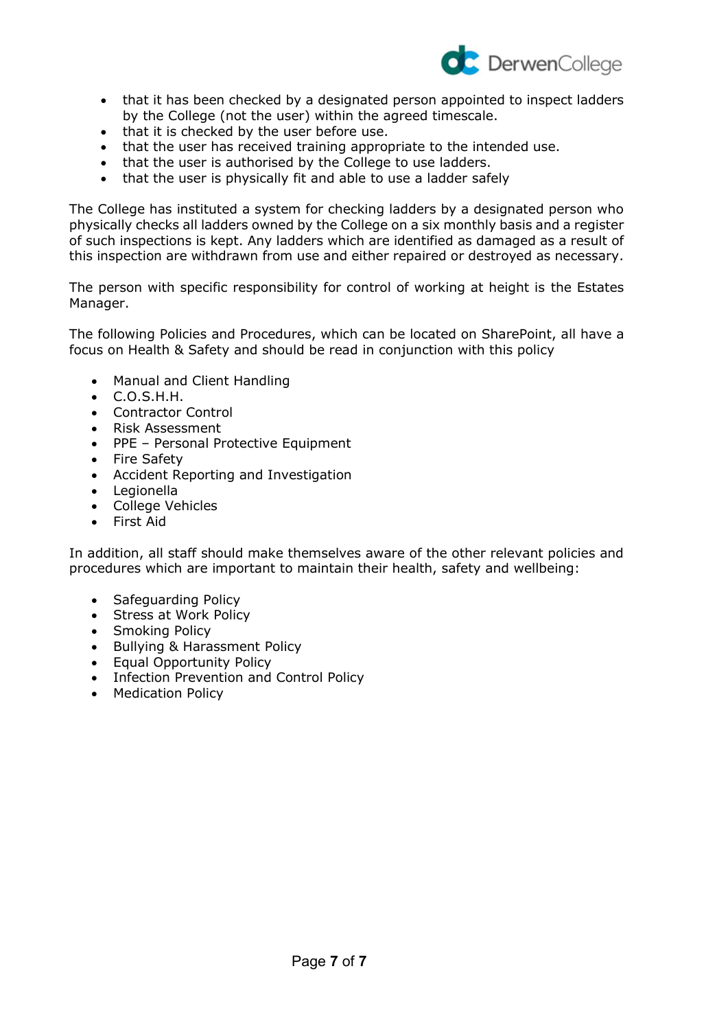- that it has been checked by a designated person appointed to inspect ladders by the College (not the user) within the agreed timescale.
- that it is checked by the user before use.
- that the user has received training appropriate to the intended use.
- that the user is authorised by the College to use ladders.
- that the user is physically fit and able to use a ladder safely

The College has instituted a system for checking ladders by a designated person who physically checks all ladders owned by the College on a six monthly basis and a register of such inspections is kept. Any ladders which are identified as damaged as a result of this inspection are withdrawn from use and either repaired or destroyed as necessary.

The person with specific responsibility for control of working at height is the Estates Manager.

The following Policies and Procedures, which can be located on SharePoint, all have a focus on Health & Safety and should be read in conjunction with this policy

- Manual and Client Handling
- C.O.S.H.H.
- Contractor Control
- Risk Assessment
- PPE – Personal Protective Equipment
- Fire Safety
- Accident Reporting and Investigation
- Legionella
- College Vehicles
- First Aid

In addition, all staff should make themselves aware of the other relevant policies and procedures which are important to maintain their health, safety and wellbeing:

- Safeguarding Policy
- Stress at Work Policy
- Smoking Policy
- Bullying & Harassment Policy
- Equal Opportunity Policy
- Infection Prevention and Control Policy
- Medication Policy